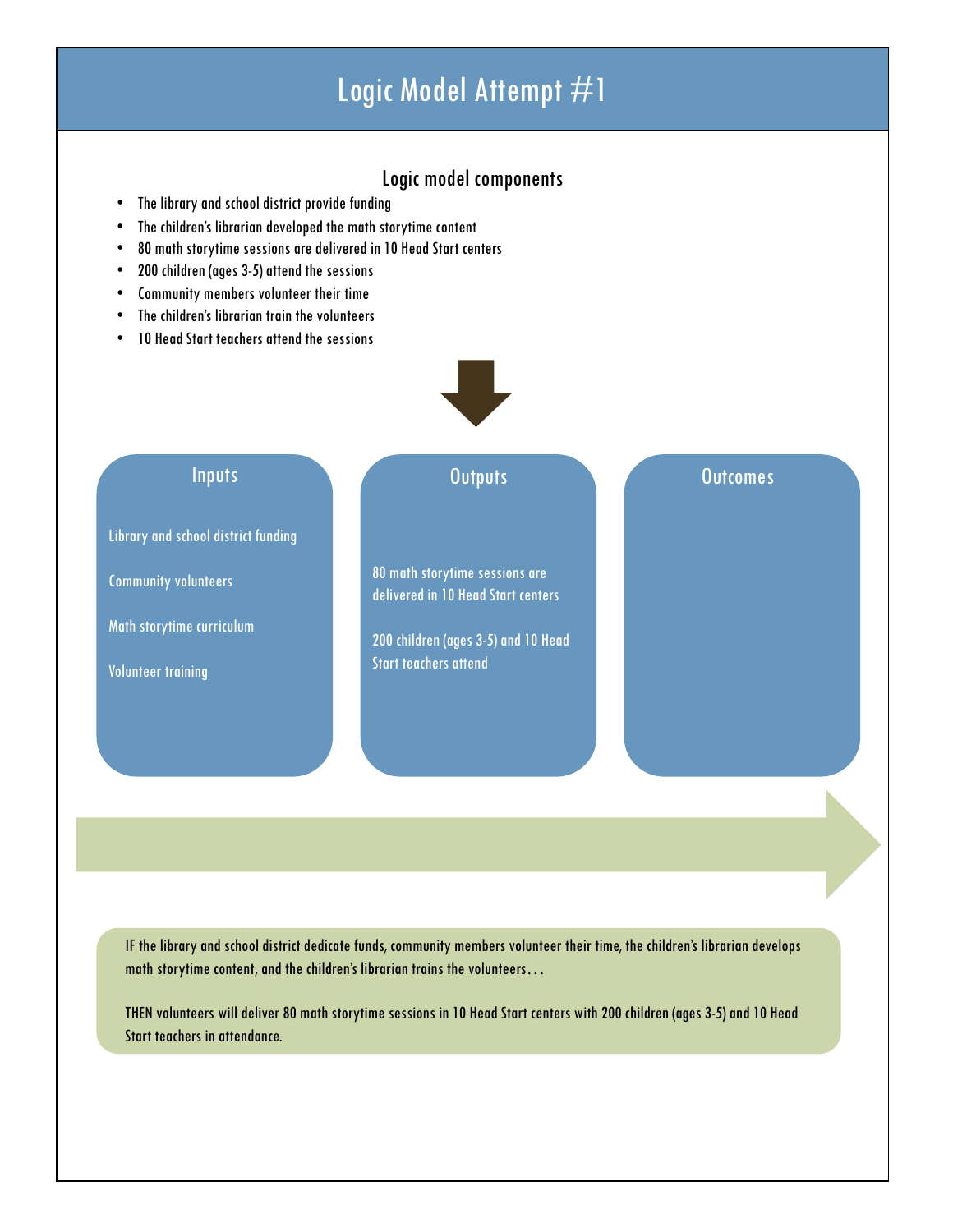# Logic Model Attempt #1

## Logic model components

- The library and school district provide funding
- The children's librarian developed the math storytime content
- 80 math storytime sessions are delivered in 10 Head Start centers
- 200 children (ages 3-5) attend the sessions
- Community members volunteer their time
- The children's librarian train the volunteers
- 10 Head Start teachers attend the sessions

### Inputs

Library and school district funding

Community volunteers

Math storytime curriculum

Volunteer training

### Outputs

80 math storytime sessions are delivered in 10 Head Start centers

200 children (ages 3-5) and 10 Head Start teachers attend

### Outcomes

IF the library and school district dedicate funds, community members volunteer their time, the children's librarian develops math storytime content, and the children's librarian trains the volunteers…

THEN volunteers will deliver 80 math storytime sessions in 10 Head Start centers with 200 children (ages 3-5) and 10 Head Start teachers in attendance.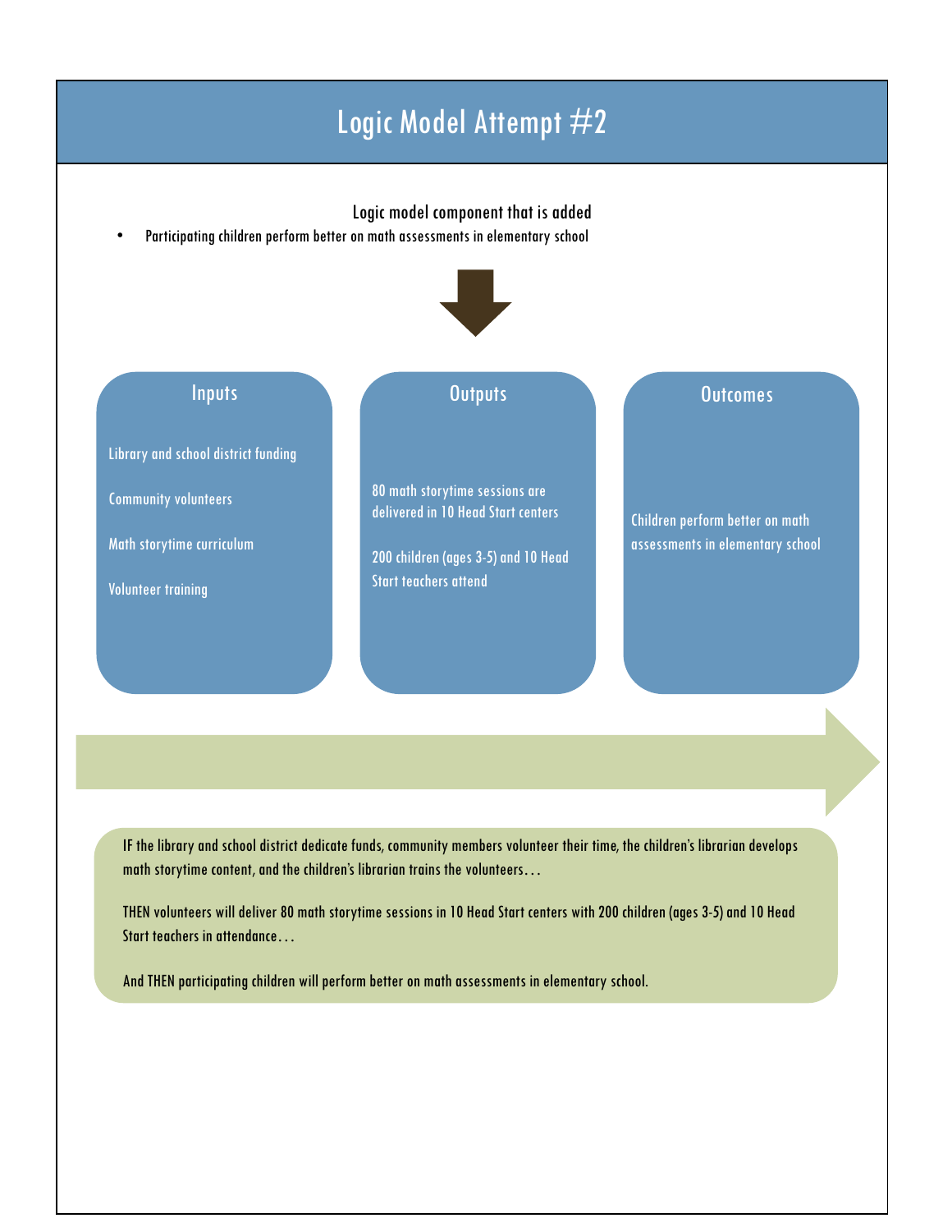# Logic Model Attempt #2

Logic model component that is added

- Participating children perform better on math assessments in elementary school

| Inputs | Outputs | Outcomes |
| --- | --- | --- |
| Library and school district funding<br>Community volunteers<br>Math storytime curriculum<br>Volunteer training | 80 math storytime sessions are delivered in 10 Head Start centers<br>200 children (ages 3-5) and 10 Head Start teachers attend | Children perform better on math assessments in elementary school |

IF the library and school district dedicate funds, community members volunteer their time, the children's librarian develops math storytime content, and the children's librarian trains the volunteers…

THEN volunteers will deliver 80 math storytime sessions in 10 Head Start centers with 200 children (ages 3-5) and 10 Head Start teachers in attendance…

And THEN participating children will perform better on math assessments in elementary school.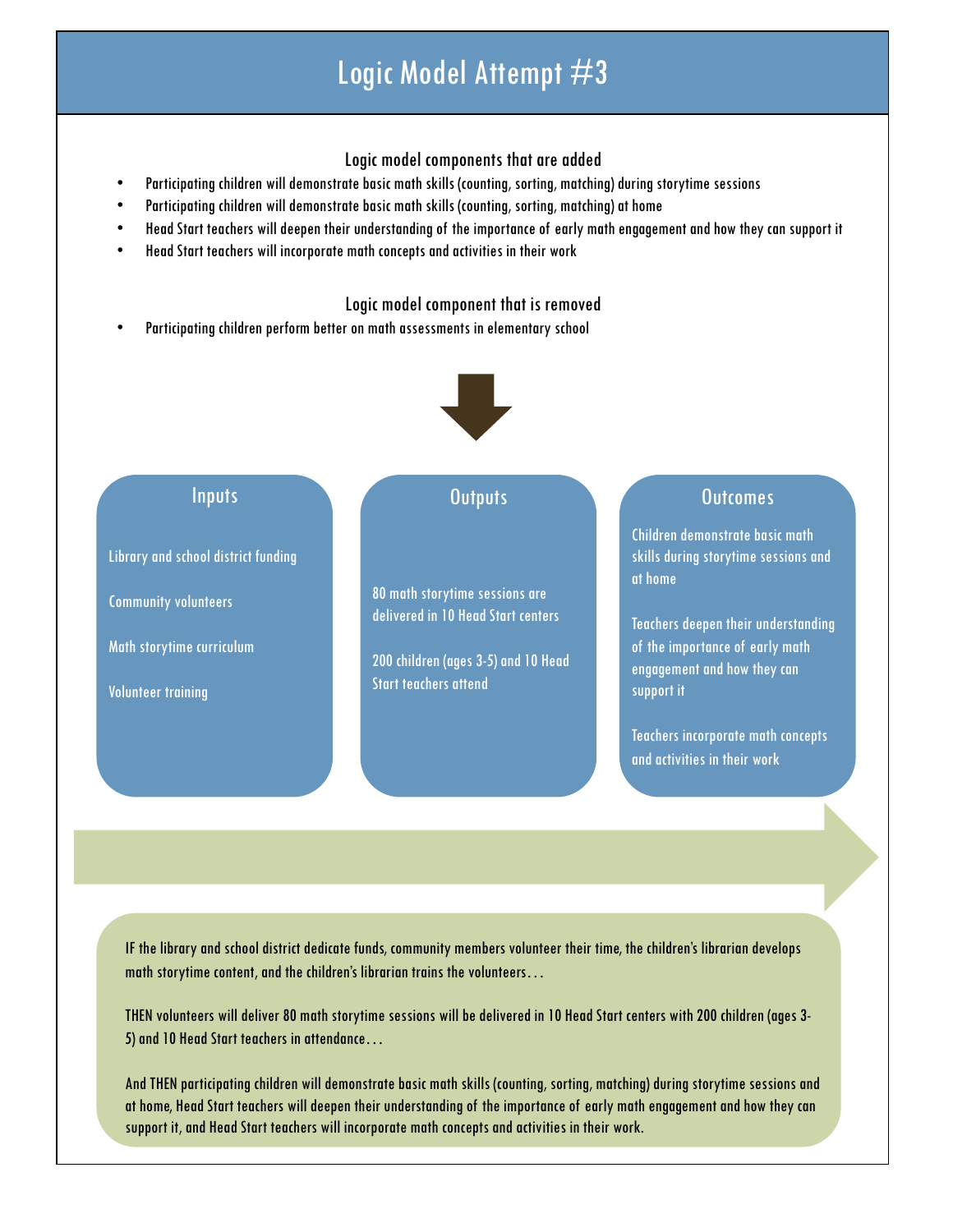# Logic Model Attempt #3

### Logic model components that are added

- Participating children will demonstrate basic math skills (counting, sorting, matching) during storytime sessions
- Participating children will demonstrate basic math skills (counting, sorting, matching) at home
- Head Start teachers will deepen their understanding of the importance of early math engagement and how they can support it
- Head Start teachers will incorporate math concepts and activities in their work

### Logic model component that is removed

- Participating children perform better on math assessments in elementary school

## Inputs

Library and school district funding

Community volunteers

Math storytime curriculum

Volunteer training

## Outputs

80 math storytime sessions are delivered in 10 Head Start centers

200 children (ages 3-5) and 10 Head Start teachers attend

## Outcomes

Children demonstrate basic math skills during storytime sessions and at home

Teachers deepen their understanding of the importance of early math engagement and how they can support it

Teachers incorporate math concepts and activities in their work

IF the library and school district dedicate funds, community members volunteer their time, the children's librarian develops math storytime content, and the children's librarian trains the volunteers…

THEN volunteers will deliver 80 math storytime sessions will be delivered in 10 Head Start centers with 200 children (ages 3-5) and 10 Head Start teachers in attendance…

And THEN participating children will demonstrate basic math skills (counting, sorting, matching) during storytime sessions and at home, Head Start teachers will deepen their understanding of the importance of early math engagement and how they can support it, and Head Start teachers will incorporate math concepts and activities in their work.